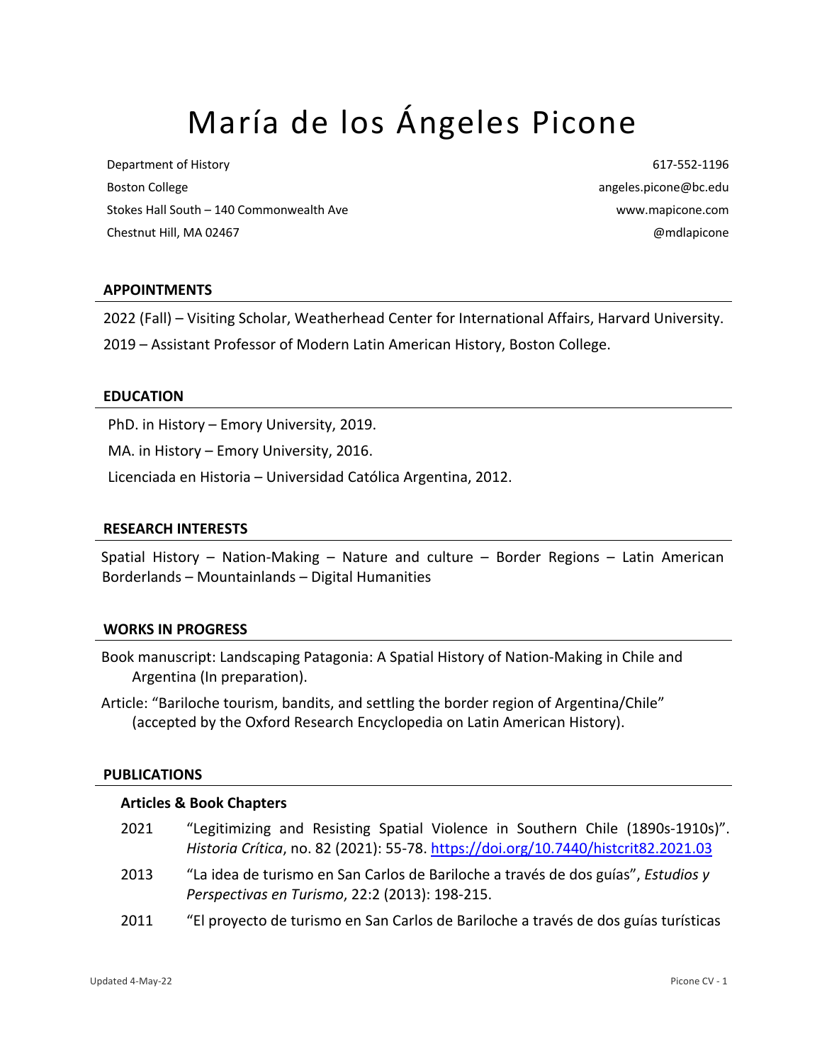# María de los Ángeles Picone

Department of History
Boston College
Stokes Hall South – 140 Commonwealth Ave
Chestnut Hill, MA 02467

617-552-1196
angeles.picone@bc.edu
www.mapicone.com
@mdlapicone

## APPOINTMENTS

2022 (Fall) – Visiting Scholar, Weatherhead Center for International Affairs, Harvard University.

2019 – Assistant Professor of Modern Latin American History, Boston College.

## EDUCATION

PhD. in History – Emory University, 2019.

MA. in History – Emory University, 2016.

Licenciada en Historia – Universidad Católica Argentina, 2012.

## RESEARCH INTERESTS

Spatial History – Nation-Making – Nature and culture – Border Regions – Latin American Borderlands – Mountainlands – Digital Humanities

## WORKS IN PROGRESS

Book manuscript: Landscaping Patagonia: A Spatial History of Nation-Making in Chile and Argentina (In preparation).

Article: "Bariloche tourism, bandits, and settling the border region of Argentina/Chile" (accepted by the Oxford Research Encyclopedia on Latin American History).

## PUBLICATIONS

### Articles & Book Chapters

2021 "Legitimizing and Resisting Spatial Violence in Southern Chile (1890s-1910s)". *Historia Crítica*, no. 82 (2021): 55-78. https://doi.org/10.7440/histcrit82.2021.03

2013 "La idea de turismo en San Carlos de Bariloche a través de dos guías", *Estudios y Perspectivas en Turismo*, 22:2 (2013): 198-215.

2011 "El proyecto de turismo en San Carlos de Bariloche a través de dos guías turísticas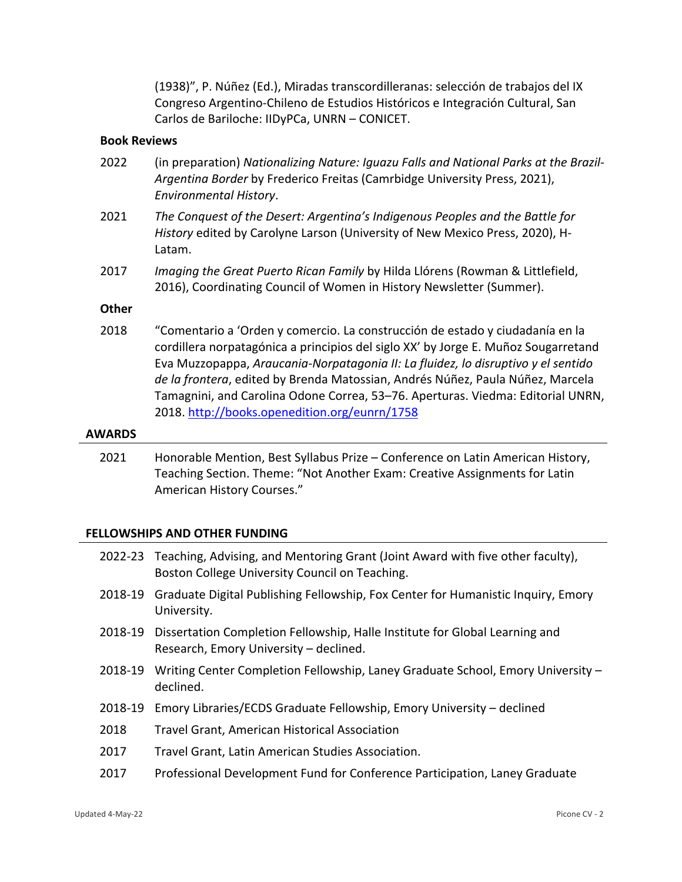(1938)", P. Núñez (Ed.), Miradas transcordilleranas: selección de trabajos del IX Congreso Argentino-Chileno de Estudios Históricos e Integración Cultural, San Carlos de Bariloche: IIDyPCa, UNRN – CONICET.

### Book Reviews

2022 (in preparation) *Nationalizing Nature: Iguazu Falls and National Parks at the Brazil-Argentina Border* by Frederico Freitas (Camrbidge University Press, 2021), *Environmental History*.

2021 *The Conquest of the Desert: Argentina's Indigenous Peoples and the Battle for History* edited by Carolyne Larson (University of New Mexico Press, 2020), H-Latam.

2017 *Imaging the Great Puerto Rican Family* by Hilda Llórens (Rowman & Littlefield, 2016), Coordinating Council of Women in History Newsletter (Summer).

### Other

2018 "Comentario a 'Orden y comercio. La construcción de estado y ciudadanía en la cordillera norpatagónica a principios del siglo XX' by Jorge E. Muñoz Sougarretand Eva Muzzopappa, *Araucania-Norpatagonia II: La fluidez, lo disruptivo y el sentido de la frontera*, edited by Brenda Matossian, Andrés Núñez, Paula Núñez, Marcela Tamagnini, and Carolina Odone Correa, 53–76. Aperturas. Viedma: Editorial UNRN, 2018. http://books.openedition.org/eunrn/1758

## AWARDS

2021 Honorable Mention, Best Syllabus Prize – Conference on Latin American History, Teaching Section. Theme: "Not Another Exam: Creative Assignments for Latin American History Courses."

## FELLOWSHIPS AND OTHER FUNDING

2022-23 Teaching, Advising, and Mentoring Grant (Joint Award with five other faculty), Boston College University Council on Teaching.

2018-19 Graduate Digital Publishing Fellowship, Fox Center for Humanistic Inquiry, Emory University.

2018-19 Dissertation Completion Fellowship, Halle Institute for Global Learning and Research, Emory University – declined.

2018-19 Writing Center Completion Fellowship, Laney Graduate School, Emory University – declined.

2018-19 Emory Libraries/ECDS Graduate Fellowship, Emory University – declined

2018 Travel Grant, American Historical Association

2017 Travel Grant, Latin American Studies Association.

2017 Professional Development Fund for Conference Participation, Laney Graduate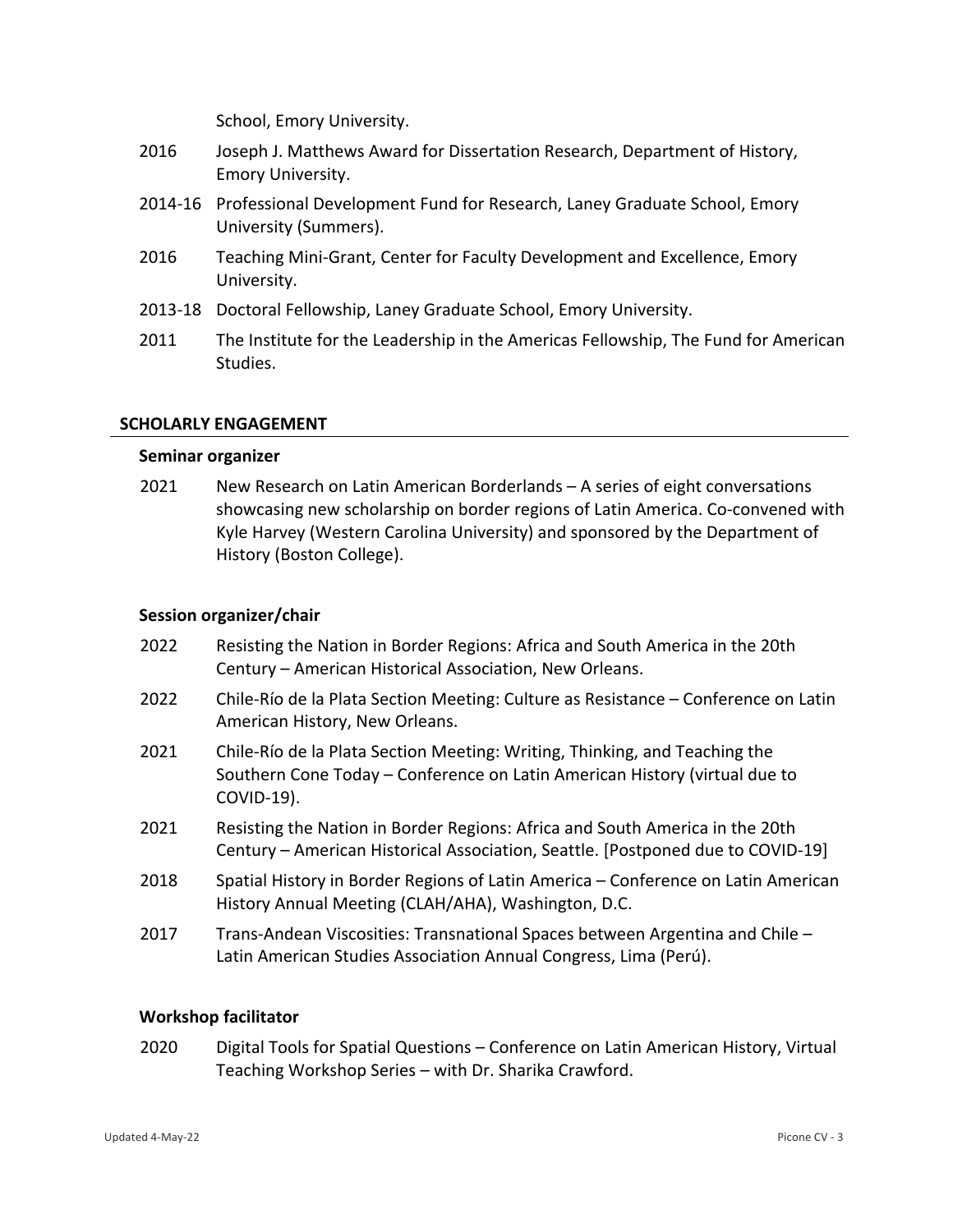School, Emory University.

2016 Joseph J. Matthews Award for Dissertation Research, Department of History, Emory University.

2014-16 Professional Development Fund for Research, Laney Graduate School, Emory University (Summers).

2016 Teaching Mini-Grant, Center for Faculty Development and Excellence, Emory University.

2013-18 Doctoral Fellowship, Laney Graduate School, Emory University.

2011 The Institute for the Leadership in the Americas Fellowship, The Fund for American Studies.

## SCHOLARLY ENGAGEMENT

### Seminar organizer

2021 New Research on Latin American Borderlands – A series of eight conversations showcasing new scholarship on border regions of Latin America. Co-convened with Kyle Harvey (Western Carolina University) and sponsored by the Department of History (Boston College).

### Session organizer/chair

2022 Resisting the Nation in Border Regions: Africa and South America in the 20th Century – American Historical Association, New Orleans.

2022 Chile-Río de la Plata Section Meeting: Culture as Resistance – Conference on Latin American History, New Orleans.

2021 Chile-Río de la Plata Section Meeting: Writing, Thinking, and Teaching the Southern Cone Today – Conference on Latin American History (virtual due to COVID-19).

2021 Resisting the Nation in Border Regions: Africa and South America in the 20th Century – American Historical Association, Seattle. [Postponed due to COVID-19]

2018 Spatial History in Border Regions of Latin America – Conference on Latin American History Annual Meeting (CLAH/AHA), Washington, D.C.

2017 Trans-Andean Viscosities: Transnational Spaces between Argentina and Chile – Latin American Studies Association Annual Congress, Lima (Perú).

### Workshop facilitator

2020 Digital Tools for Spatial Questions – Conference on Latin American History, Virtual Teaching Workshop Series – with Dr. Sharika Crawford.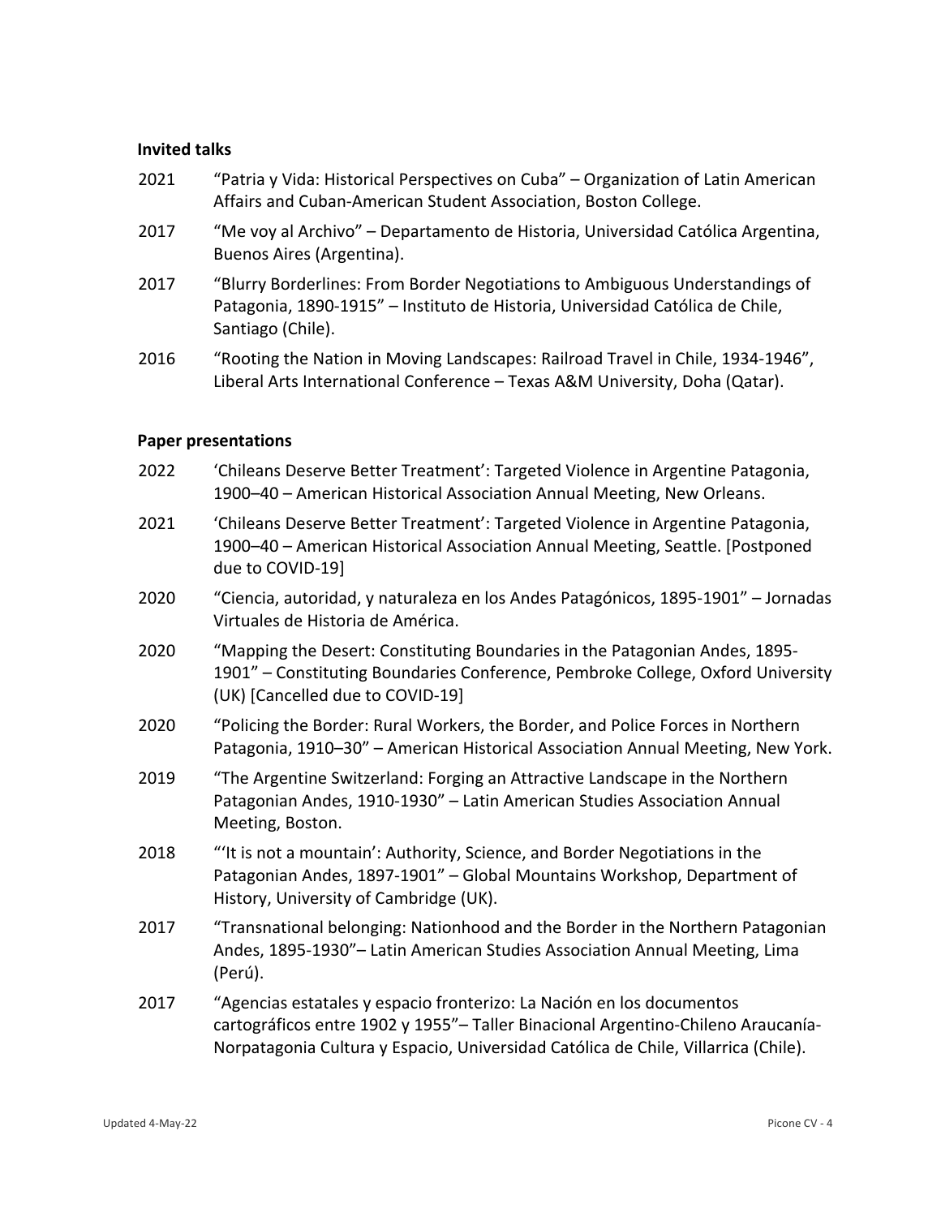### Invited talks

2021 "Patria y Vida: Historical Perspectives on Cuba" – Organization of Latin American Affairs and Cuban-American Student Association, Boston College.

2017 "Me voy al Archivo" – Departamento de Historia, Universidad Católica Argentina, Buenos Aires (Argentina).

2017 "Blurry Borderlines: From Border Negotiations to Ambiguous Understandings of Patagonia, 1890-1915" – Instituto de Historia, Universidad Católica de Chile, Santiago (Chile).

2016 "Rooting the Nation in Moving Landscapes: Railroad Travel in Chile, 1934-1946", Liberal Arts International Conference – Texas A&M University, Doha (Qatar).

### Paper presentations

2022 'Chileans Deserve Better Treatment': Targeted Violence in Argentine Patagonia, 1900–40 – American Historical Association Annual Meeting, New Orleans.

2021 'Chileans Deserve Better Treatment': Targeted Violence in Argentine Patagonia, 1900–40 – American Historical Association Annual Meeting, Seattle. [Postponed due to COVID-19]

2020 "Ciencia, autoridad, y naturaleza en los Andes Patagónicos, 1895-1901" – Jornadas Virtuales de Historia de América.

2020 "Mapping the Desert: Constituting Boundaries in the Patagonian Andes, 1895-1901" – Constituting Boundaries Conference, Pembroke College, Oxford University (UK) [Cancelled due to COVID-19]

2020 "Policing the Border: Rural Workers, the Border, and Police Forces in Northern Patagonia, 1910–30" – American Historical Association Annual Meeting, New York.

2019 "The Argentine Switzerland: Forging an Attractive Landscape in the Northern Patagonian Andes, 1910-1930" – Latin American Studies Association Annual Meeting, Boston.

2018 "'It is not a mountain': Authority, Science, and Border Negotiations in the Patagonian Andes, 1897-1901" – Global Mountains Workshop, Department of History, University of Cambridge (UK).

2017 "Transnational belonging: Nationhood and the Border in the Northern Patagonian Andes, 1895-1930"– Latin American Studies Association Annual Meeting, Lima (Perú).

2017 "Agencias estatales y espacio fronterizo: La Nación en los documentos cartográficos entre 1902 y 1955"– Taller Binacional Argentino-Chileno Araucanía-Norpatagonia Cultura y Espacio, Universidad Católica de Chile, Villarrica (Chile).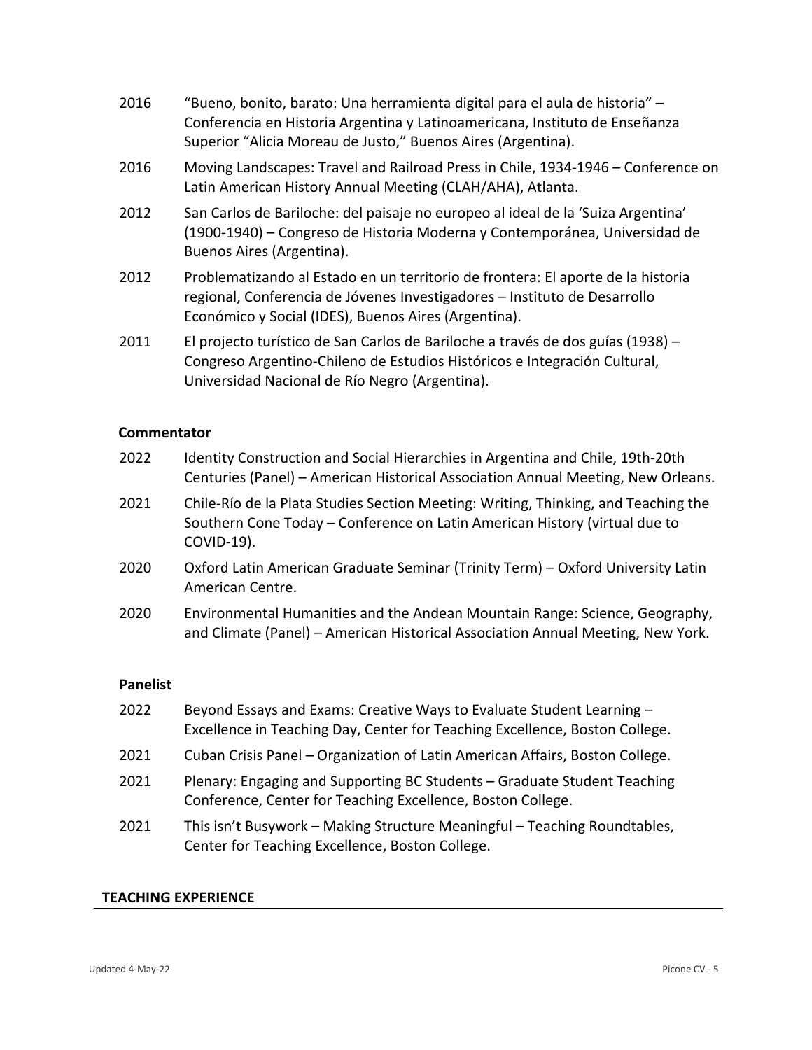2016 "Bueno, bonito, barato: Una herramienta digital para el aula de historia" – Conferencia en Historia Argentina y Latinoamericana, Instituto de Enseñanza Superior "Alicia Moreau de Justo," Buenos Aires (Argentina).

2016 Moving Landscapes: Travel and Railroad Press in Chile, 1934-1946 – Conference on Latin American History Annual Meeting (CLAH/AHA), Atlanta.

2012 San Carlos de Bariloche: del paisaje no europeo al ideal de la 'Suiza Argentina' (1900-1940) – Congreso de Historia Moderna y Contemporánea, Universidad de Buenos Aires (Argentina).

2012 Problematizando al Estado en un territorio de frontera: El aporte de la historia regional, Conferencia de Jóvenes Investigadores – Instituto de Desarrollo Económico y Social (IDES), Buenos Aires (Argentina).

2011 El projecto turístico de San Carlos de Bariloche a través de dos guías (1938) – Congreso Argentino-Chileno de Estudios Históricos e Integración Cultural, Universidad Nacional de Río Negro (Argentina).

### Commentator

2022 Identity Construction and Social Hierarchies in Argentina and Chile, 19th-20th Centuries (Panel) – American Historical Association Annual Meeting, New Orleans.

2021 Chile-Río de la Plata Studies Section Meeting: Writing, Thinking, and Teaching the Southern Cone Today – Conference on Latin American History (virtual due to COVID-19).

2020 Oxford Latin American Graduate Seminar (Trinity Term) – Oxford University Latin American Centre.

2020 Environmental Humanities and the Andean Mountain Range: Science, Geography, and Climate (Panel) – American Historical Association Annual Meeting, New York.

### Panelist

2022 Beyond Essays and Exams: Creative Ways to Evaluate Student Learning – Excellence in Teaching Day, Center for Teaching Excellence, Boston College.

2021 Cuban Crisis Panel – Organization of Latin American Affairs, Boston College.

2021 Plenary: Engaging and Supporting BC Students – Graduate Student Teaching Conference, Center for Teaching Excellence, Boston College.

2021 This isn't Busywork – Making Structure Meaningful – Teaching Roundtables, Center for Teaching Excellence, Boston College.

## TEACHING EXPERIENCE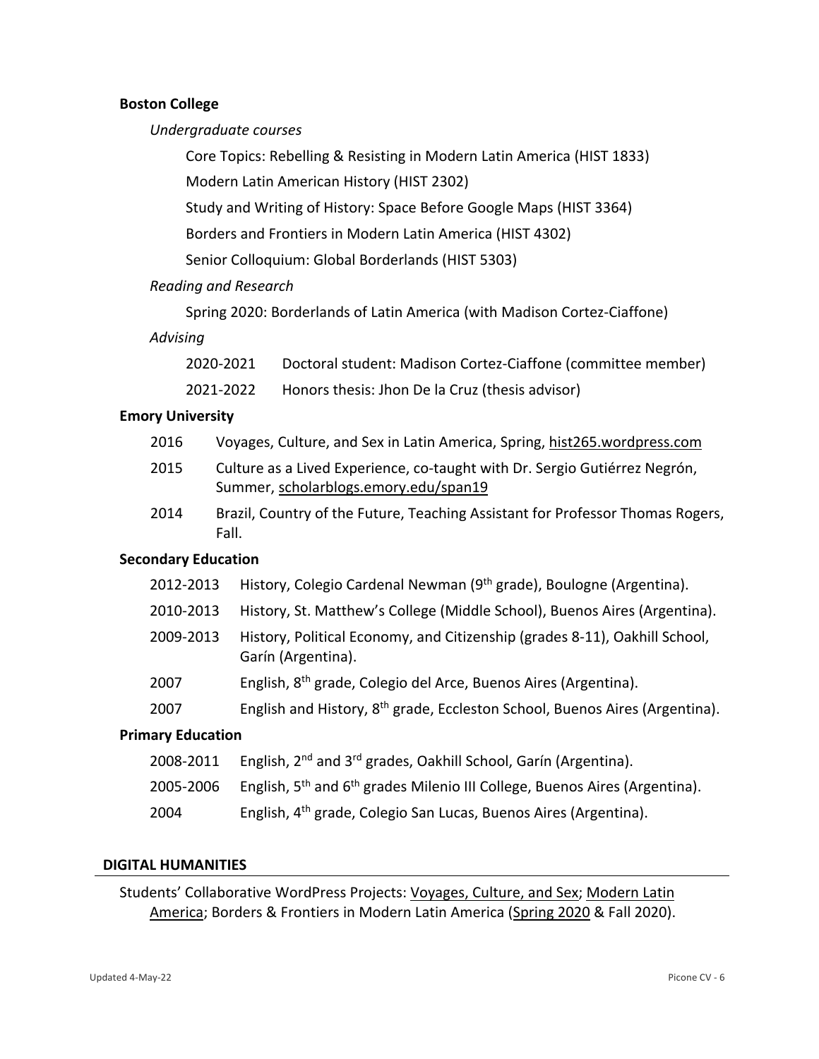**Boston College**

*Undergraduate courses*

Core Topics: Rebelling & Resisting in Modern Latin America (HIST 1833)

Modern Latin American History (HIST 2302)

Study and Writing of History: Space Before Google Maps (HIST 3364)

Borders and Frontiers in Modern Latin America (HIST 4302)

Senior Colloquium: Global Borderlands (HIST 5303)

*Reading and Research*

Spring 2020: Borderlands of Latin America (with Madison Cortez-Ciaffone)

*Advising*

2020-2021 Doctoral student: Madison Cortez-Ciaffone (committee member)

2021-2022 Honors thesis: Jhon De la Cruz (thesis advisor)

**Emory University**

2016 Voyages, Culture, and Sex in Latin America, Spring, hist265.wordpress.com

2015 Culture as a Lived Experience, co-taught with Dr. Sergio Gutiérrez Negrón, Summer, scholarblogs.emory.edu/span19

2014 Brazil, Country of the Future, Teaching Assistant for Professor Thomas Rogers, Fall.

**Secondary Education**

2012-2013 History, Colegio Cardenal Newman (9th grade), Boulogne (Argentina).

2010-2013 History, St. Matthew's College (Middle School), Buenos Aires (Argentina).

2009-2013 History, Political Economy, and Citizenship (grades 8-11), Oakhill School, Garín (Argentina).

2007 English, 8th grade, Colegio del Arce, Buenos Aires (Argentina).

2007 English and History, 8th grade, Eccleston School, Buenos Aires (Argentina).

**Primary Education**

2008-2011 English, 2nd and 3rd grades, Oakhill School, Garín (Argentina).

2005-2006 English, 5th and 6th grades Milenio III College, Buenos Aires (Argentina).

2004 English, 4th grade, Colegio San Lucas, Buenos Aires (Argentina).

## DIGITAL HUMANITIES

Students' Collaborative WordPress Projects: Voyages, Culture, and Sex; Modern Latin America; Borders & Frontiers in Modern Latin America (Spring 2020 & Fall 2020).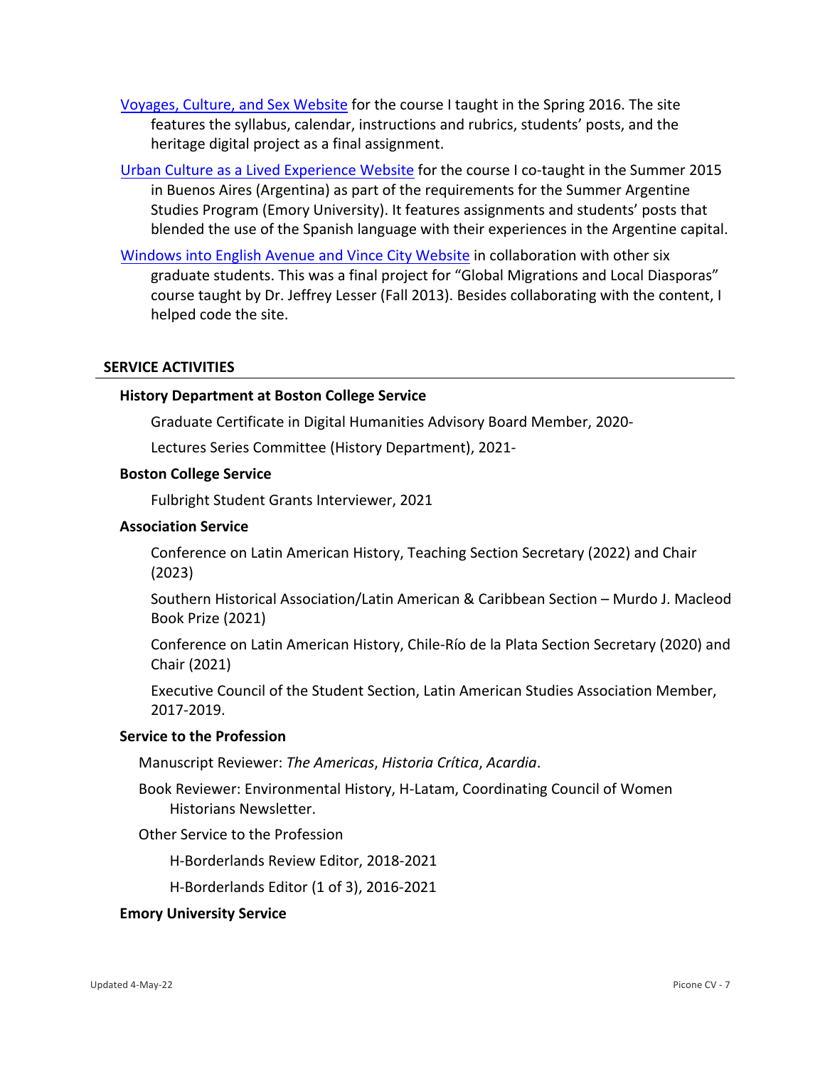[Voyages, Culture, and Sex Website] for the course I taught in the Spring 2016. The site features the syllabus, calendar, instructions and rubrics, students' posts, and the heritage digital project as a final assignment.

[Urban Culture as a Lived Experience Website] for the course I co-taught in the Summer 2015 in Buenos Aires (Argentina) as part of the requirements for the Summer Argentine Studies Program (Emory University). It features assignments and students' posts that blended the use of the Spanish language with their experiences in the Argentine capital.

[Windows into English Avenue and Vince City Website] in collaboration with other six graduate students. This was a final project for "Global Migrations and Local Diasporas" course taught by Dr. Jeffrey Lesser (Fall 2013). Besides collaborating with the content, I helped code the site.

## SERVICE ACTIVITIES

### History Department at Boston College Service

Graduate Certificate in Digital Humanities Advisory Board Member, 2020-

Lectures Series Committee (History Department), 2021-

### Boston College Service

Fulbright Student Grants Interviewer, 2021

### Association Service

Conference on Latin American History, Teaching Section Secretary (2022) and Chair (2023)

Southern Historical Association/Latin American & Caribbean Section – Murdo J. Macleod Book Prize (2021)

Conference on Latin American History, Chile-Río de la Plata Section Secretary (2020) and Chair (2021)

Executive Council of the Student Section, Latin American Studies Association Member, 2017-2019.

### Service to the Profession

Manuscript Reviewer: *The Americas*, *Historia Crítica*, *Acardia*.

Book Reviewer: Environmental History, H-Latam, Coordinating Council of Women Historians Newsletter.

Other Service to the Profession

H-Borderlands Review Editor, 2018-2021

H-Borderlands Editor (1 of 3), 2016-2021

### Emory University Service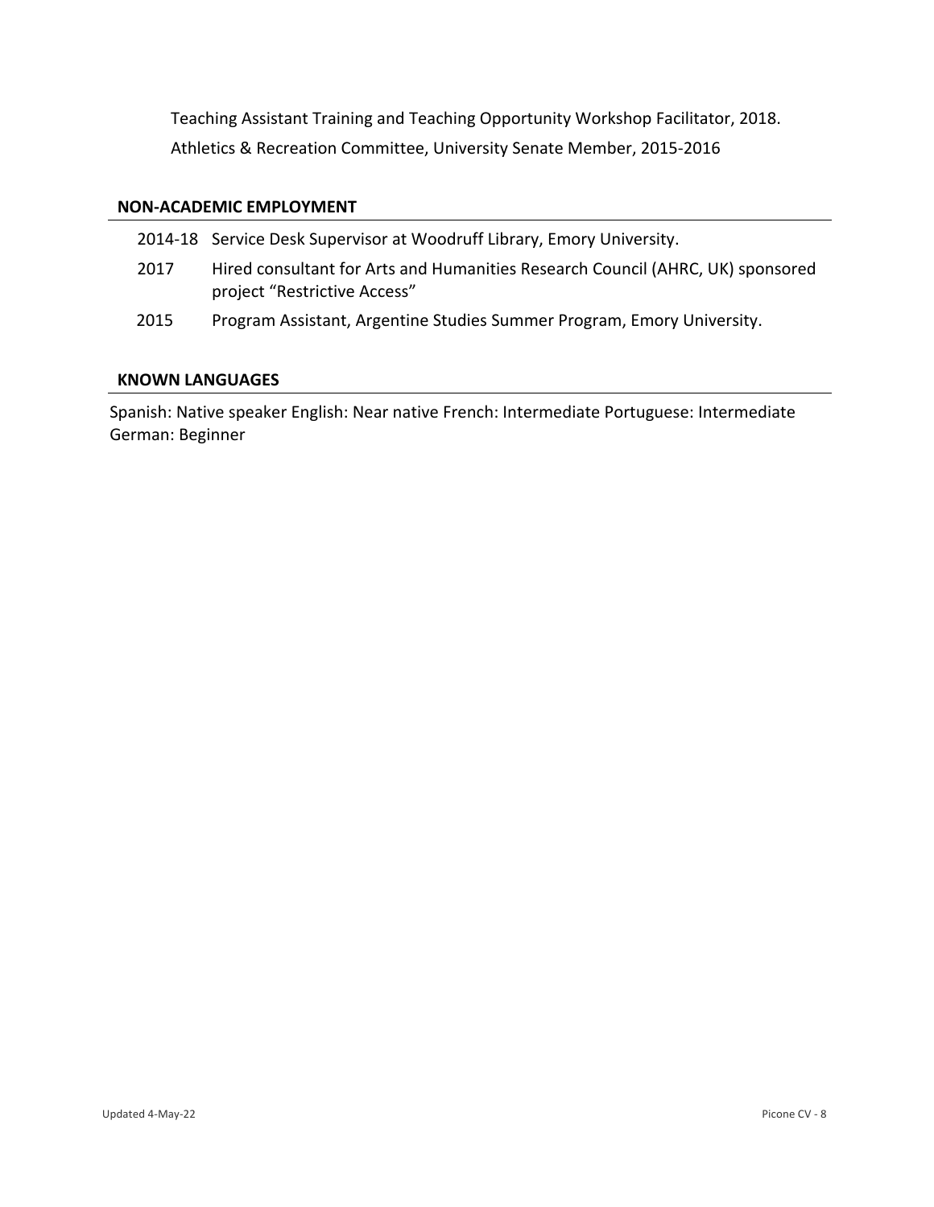Teaching Assistant Training and Teaching Opportunity Workshop Facilitator, 2018.

Athletics & Recreation Committee, University Senate Member, 2015-2016

## NON-ACADEMIC EMPLOYMENT

2014-18 Service Desk Supervisor at Woodruff Library, Emory University.

2017 Hired consultant for Arts and Humanities Research Council (AHRC, UK) sponsored project "Restrictive Access"

2015 Program Assistant, Argentine Studies Summer Program, Emory University.

## KNOWN LANGUAGES

Spanish: Native speaker English: Near native French: Intermediate Portuguese: Intermediate German: Beginner